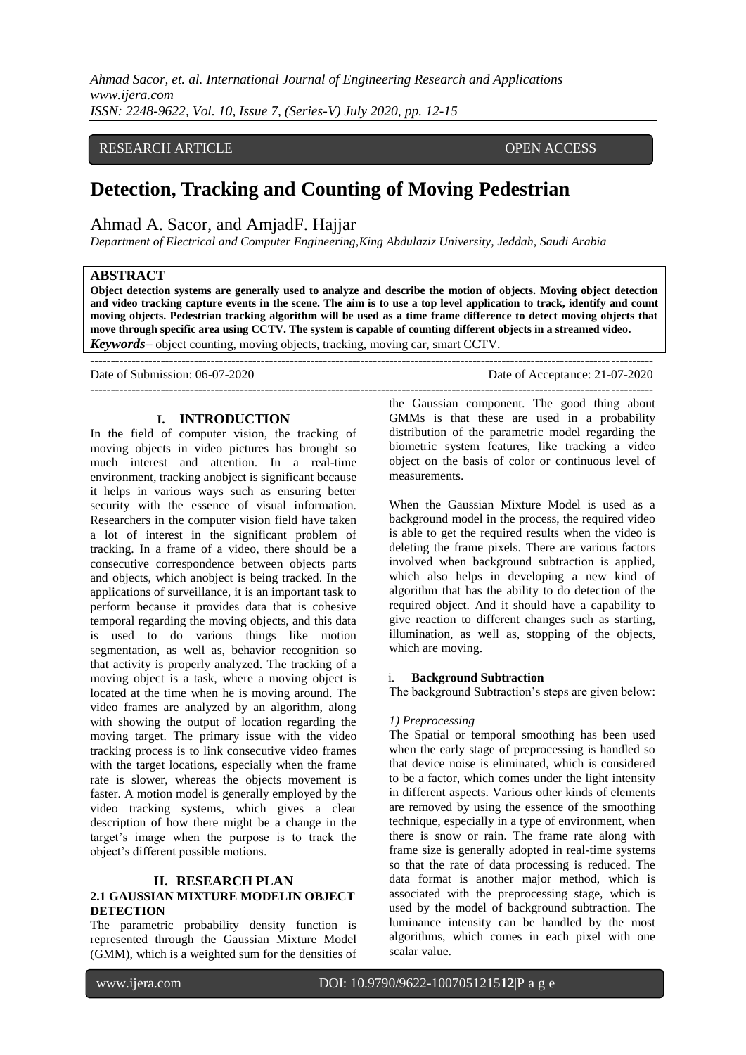RESEARCH ARTICLE OPEN ACCESS

# Detection, Tracking and Counting of Moving Pedestrian

Ahmad A. Sacor, and AmjadF. Hajjar

*Department of Electrical and Computer Engineering,King Abdulaziz University, Jeddah, Saudi Arabia*

## ABSTRACT

**Object detection systems are generally used to analyze and describe the motion of objects. Moving object detection and video tracking capture events in the scene. The aim is to use a top level application to track, identify and count moving objects. Pedestrian tracking algorithm will be used as a time frame difference to detect moving objects that move through specific area using CCTV. The system is capable of counting different objects in a streamed video.**

***Keywords*–** object counting, moving objects, tracking, moving car, smart CCTV.

---

Date of Submission: 06-07-2020 Date of Acceptance: 21-07-2020

---

## I. INTRODUCTION

In the field of computer vision, the tracking of moving objects in video pictures has brought so much interest and attention. In a real-time environment, tracking anobject is significant because it helps in various ways such as ensuring better security with the essence of visual information. Researchers in the computer vision field have taken a lot of interest in the significant problem of tracking. In a frame of a video, there should be a consecutive correspondence between objects parts and objects, which anobject is being tracked. In the applications of surveillance, it is an important task to perform because it provides data that is cohesive temporal regarding the moving objects, and this data is used to do various things like motion segmentation, as well as, behavior recognition so that activity is properly analyzed. The tracking of a moving object is a task, where a moving object is located at the time when he is moving around. The video frames are analyzed by an algorithm, along with showing the output of location regarding the moving target. The primary issue with the video tracking process is to link consecutive video frames with the target locations, especially when the frame rate is slower, whereas the objects movement is faster. A motion model is generally employed by the video tracking systems, which gives a clear description of how there might be a change in the target's image when the purpose is to track the object's different possible motions.

## II. RESEARCH PLAN

### 2.1 GAUSSIAN MIXTURE MODELIN OBJECT DETECTION

The parametric probability density function is represented through the Gaussian Mixture Model (GMM), which is a weighted sum for the densities of the Gaussian component. The good thing about GMMs is that these are used in a probability distribution of the parametric model regarding the biometric system features, like tracking a video object on the basis of color or continuous level of measurements.

When the Gaussian Mixture Model is used as a background model in the process, the required video is able to get the required results when the video is deleting the frame pixels. There are various factors involved when background subtraction is applied, which also helps in developing a new kind of algorithm that has the ability to do detection of the required object. And it should have a capability to give reaction to different changes such as starting, illumination, as well as, stopping of the objects, which are moving.

#### i. Background Subtraction

The background Subtraction's steps are given below:

*1) Preprocessing*

The Spatial or temporal smoothing has been used when the early stage of preprocessing is handled so that device noise is eliminated, which is considered to be a factor, which comes under the light intensity in different aspects. Various other kinds of elements are removed by using the essence of the smoothing technique, especially in a type of environment, when there is snow or rain. The frame rate along with frame size is generally adopted in real-time systems so that the rate of data processing is reduced. The data format is another major method, which is associated with the preprocessing stage, which is used by the model of background subtraction. The luminance intensity can be handled by the most algorithms, which comes in each pixel with one scalar value.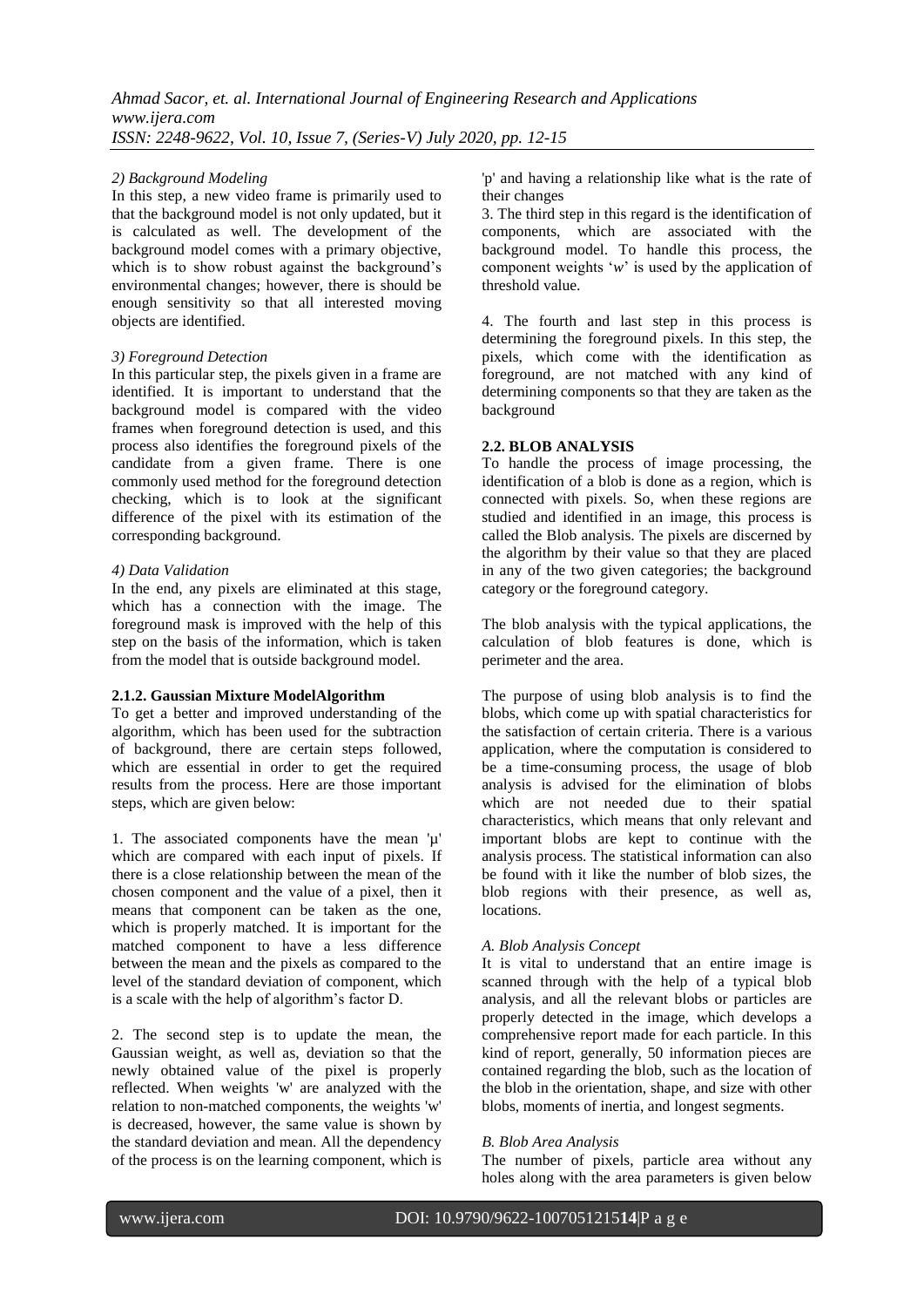*2) Background Modeling*

In this step, a new video frame is primarily used to that the background model is not only updated, but it is calculated as well. The development of the background model comes with a primary objective, which is to show robust against the background's environmental changes; however, there is should be enough sensitivity so that all interested moving objects are identified.

*3) Foreground Detection*

In this particular step, the pixels given in a frame are identified. It is important to understand that the background model is compared with the video frames when foreground detection is used, and this process also identifies the foreground pixels of the candidate from a given frame. There is one commonly used method for the foreground detection checking, which is to look at the significant difference of the pixel with its estimation of the corresponding background.

*4) Data Validation*

In the end, any pixels are eliminated at this stage, which has a connection with the image. The foreground mask is improved with the help of this step on the basis of the information, which is taken from the model that is outside background model.

**2.1.2. Gaussian Mixture ModelAlgorithm**

To get a better and improved understanding of the algorithm, which has been used for the subtraction of background, there are certain steps followed, which are essential in order to get the required results from the process. Here are those important steps, which are given below:

1. The associated components have the mean 'µ' which are compared with each input of pixels. If there is a close relationship between the mean of the chosen component and the value of a pixel, then it means that component can be taken as the one, which is properly matched. It is important for the matched component to have a less difference between the mean and the pixels as compared to the level of the standard deviation of component, which is a scale with the help of algorithm's factor D.

2. The second step is to update the mean, the Gaussian weight, as well as, deviation so that the newly obtained value of the pixel is properly reflected. When weights 'w' are analyzed with the relation to non-matched components, the weights 'w' is decreased, however, the same value is shown by the standard deviation and mean. All the dependency of the process is on the learning component, which is 'p' and having a relationship like what is the rate of their changes

3. The third step in this regard is the identification of components, which are associated with the background model. To handle this process, the component weights '*w*' is used by the application of threshold value.

4. The fourth and last step in this process is determining the foreground pixels. In this step, the pixels, which come with the identification as foreground, are not matched with any kind of determining components so that they are taken as the background

**2.2. BLOB ANALYSIS**

To handle the process of image processing, the identification of a blob is done as a region, which is connected with pixels. So, when these regions are studied and identified in an image, this process is called the Blob analysis. The pixels are discerned by the algorithm by their value so that they are placed in any of the two given categories; the background category or the foreground category.

The blob analysis with the typical applications, the calculation of blob features is done, which is perimeter and the area.

The purpose of using blob analysis is to find the blobs, which come up with spatial characteristics for the satisfaction of certain criteria. There is a various application, where the computation is considered to be a time-consuming process, the usage of blob analysis is advised for the elimination of blobs which are not needed due to their spatial characteristics, which means that only relevant and important blobs are kept to continue with the analysis process. The statistical information can also be found with it like the number of blob sizes, the blob regions with their presence, as well as, locations.

*A. Blob Analysis Concept*

It is vital to understand that an entire image is scanned through with the help of a typical blob analysis, and all the relevant blobs or particles are properly detected in the image, which develops a comprehensive report made for each particle. In this kind of report, generally, 50 information pieces are contained regarding the blob, such as the location of the blob in the orientation, shape, and size with other blobs, moments of inertia, and longest segments.

*B. Blob Area Analysis*

The number of pixels, particle area without any holes along with the area parameters is given below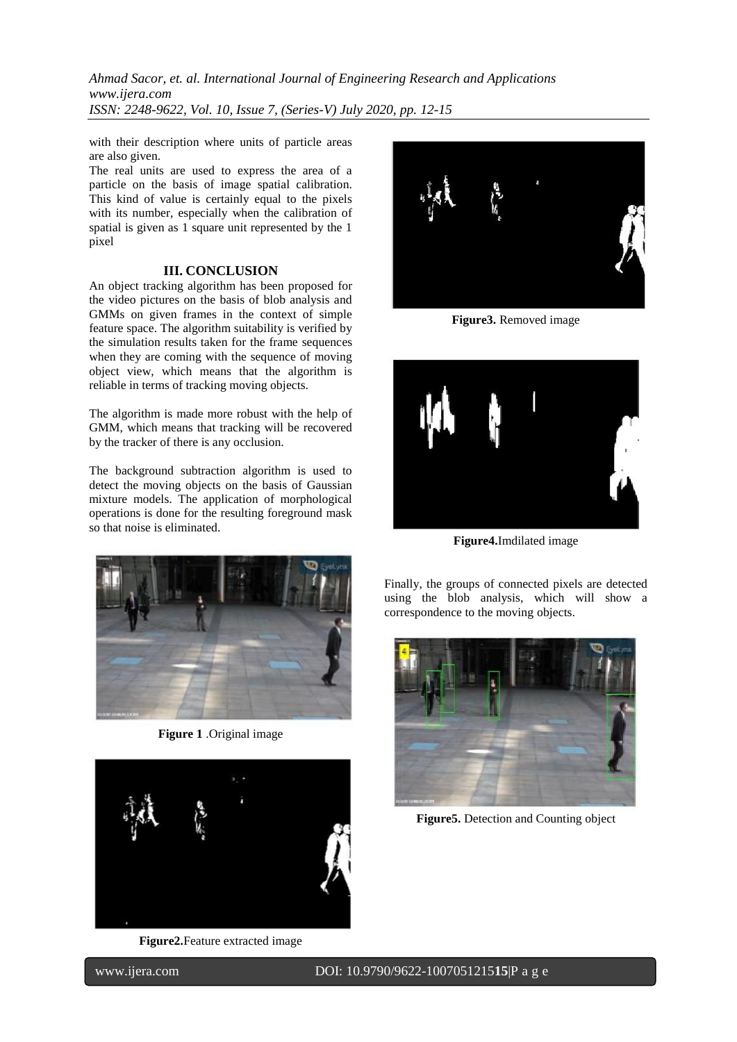with their description where units of particle areas are also given.

The real units are used to express the area of a particle on the basis of image spatial calibration. This kind of value is certainly equal to the pixels with its number, especially when the calibration of spatial is given as 1 square unit represented by the 1 pixel

## III. CONCLUSION

An object tracking algorithm has been proposed for the video pictures on the basis of blob analysis and GMMs on given frames in the context of simple feature space. The algorithm suitability is verified by the simulation results taken for the frame sequences when they are coming with the sequence of moving object view, which means that the algorithm is reliable in terms of tracking moving objects.

The algorithm is made more robust with the help of GMM, which means that tracking will be recovered by the tracker of there is any occlusion.

The background subtraction algorithm is used to detect the moving objects on the basis of Gaussian mixture models. The application of morphological operations is done for the resulting foreground mask so that noise is eliminated.

**Figure 1** .Original image

**Figure2.**Feature extracted image

**Figure3.** Removed image

**Figure4.**Imdilated image

Finally, the groups of connected pixels are detected using the blob analysis, which will show a correspondence to the moving objects.

**Figure5.** Detection and Counting object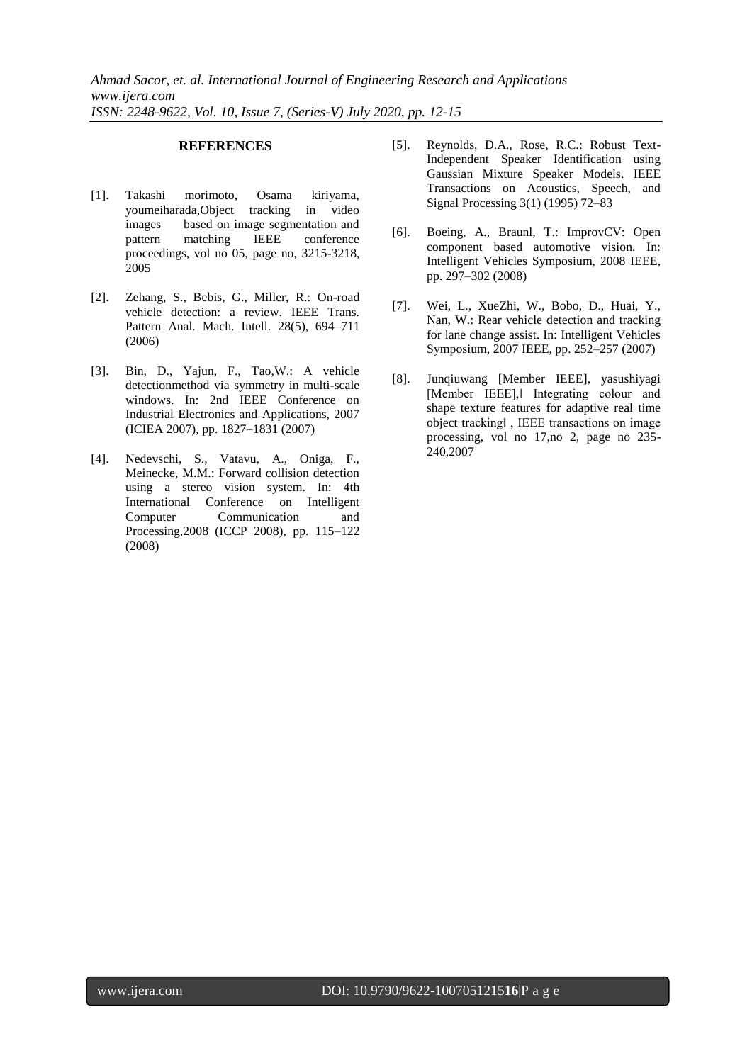## REFERENCES

[1]. Takashi morimoto, Osama kiriyama, youmeiharada,Object tracking in video images based on image segmentation and pattern matching IEEE conference proceedings, vol no 05, page no, 3215-3218, 2005

[2]. Zehang, S., Bebis, G., Miller, R.: On-road vehicle detection: a review. IEEE Trans. Pattern Anal. Mach. Intell. 28(5), 694–711 (2006)

[3]. Bin, D., Yajun, F., Tao,W.: A vehicle detectionmethod via symmetry in multi-scale windows. In: 2nd IEEE Conference on Industrial Electronics and Applications, 2007 (ICIEA 2007), pp. 1827–1831 (2007)

[4]. Nedevschi, S., Vatavu, A., Oniga, F., Meinecke, M.M.: Forward collision detection using a stereo vision system. In: 4th International Conference on Intelligent Computer Communication and Processing,2008 (ICCP 2008), pp. 115–122 (2008)

[5]. Reynolds, D.A., Rose, R.C.: Robust Text-Independent Speaker Identification using Gaussian Mixture Speaker Models. IEEE Transactions on Acoustics, Speech, and Signal Processing 3(1) (1995) 72–83

[6]. Boeing, A., Braunl, T.: ImprovCV: Open component based automotive vision. In: Intelligent Vehicles Symposium, 2008 IEEE, pp. 297–302 (2008)

[7]. Wei, L., XueZhi, W., Bobo, D., Huai, Y., Nan, W.: Rear vehicle detection and tracking for lane change assist. In: Intelligent Vehicles Symposium, 2007 IEEE, pp. 252–257 (2007)

[8]. Junqiuwang [Member IEEE], yasushiyagi [Member IEEE],‖ Integrating colour and shape texture features for adaptive real time object tracking‖ , IEEE transactions on image processing, vol no 17,no 2, page no 235-240,2007